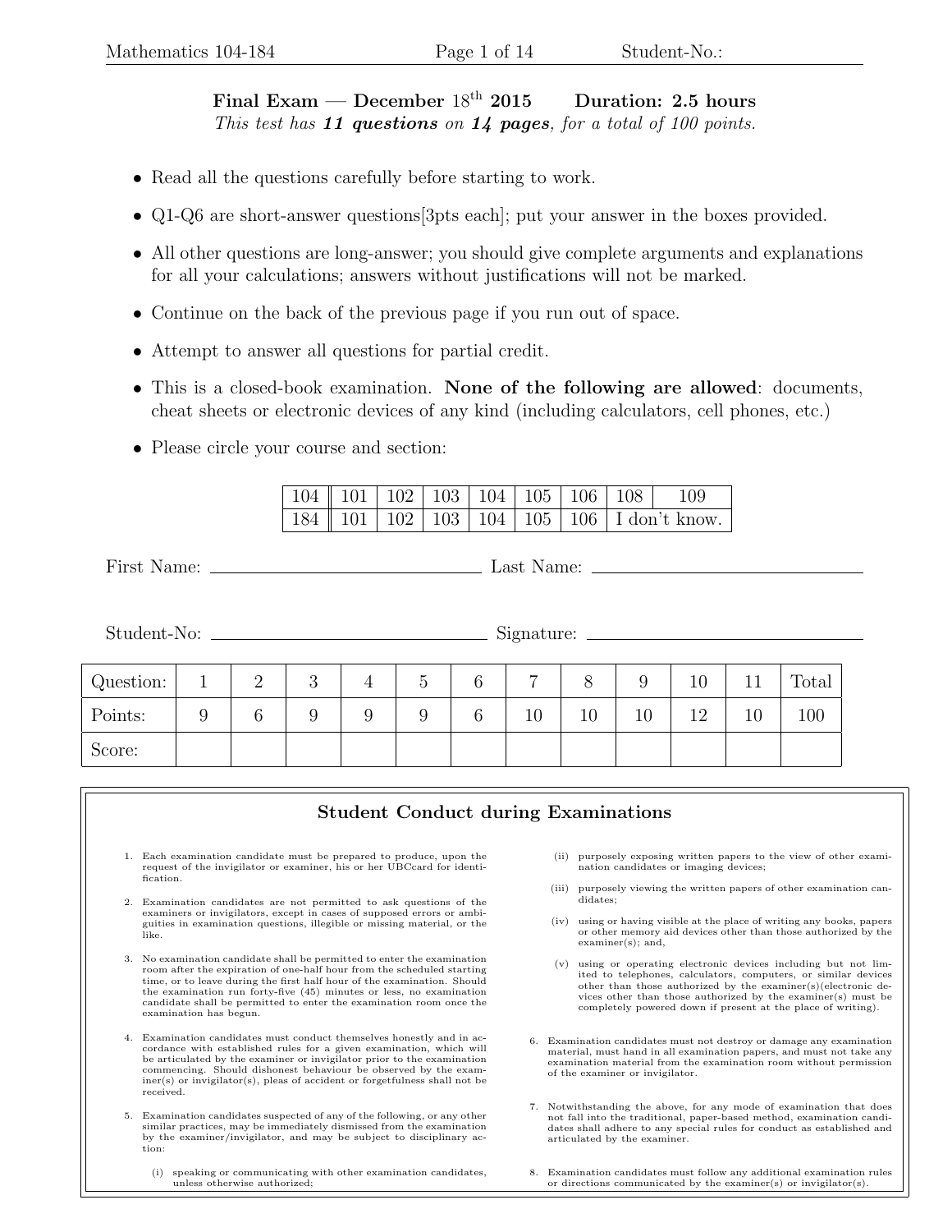**Final Exam — December $18^{\text{th}}$ 2015 Duration: 2.5 hours**

*This test has **11 questions** on **14 pages**, for a total of 100 points.*

- Read all the questions carefully before starting to work.
- Q1-Q6 are short-answer questions[3pts each]; put your answer in the boxes provided.
- All other questions are long-answer; you should give complete arguments and explanations for all your calculations; answers without justifications will not be marked.
- Continue on the back of the previous page if you run out of space.
- Attempt to answer all questions for partial credit.
- This is a closed-book examination. **None of the following are allowed**: documents, cheat sheets or electronic devices of any kind (including calculators, cell phones, etc.)
- Please circle your course and section:

| 104 | 101 | 102 | 103 | 104 | 105 | 106 | 108 | 109 |
|---|---|---|---|---|---|---|---|---|
| 184 | 101 | 102 | 103 | 104 | 105 | 106 | I don't know. | |

First Name: ______________________ Last Name: ______________________

Student-No: ______________________ Signature: ______________________

| Question: | 1 | 2 | 3 | 4 | 5 | 6 | 7 | 8 | 9 | 10 | 11 | Total |
|---|---|---|---|---|---|---|---|---|---|---|---|---|
| Points: | 9 | 6 | 9 | 9 | 9 | 6 | 10 | 10 | 10 | 12 | 10 | 100 |
| Score: | | | | | | | | | | | | |

## Student Conduct during Examinations

1. Each examination candidate must be prepared to produce, upon the request of the invigilator or examiner, his or her UBCcard for identification.

2. Examination candidates are not permitted to ask questions of the examiners or invigilators, except in cases of supposed errors or ambiguities in examination questions, illegible or missing material, or the like.

3. No examination candidate shall be permitted to enter the examination room after the expiration of one-half hour from the scheduled starting time, or to leave during the first half hour of the examination. Should the examination run forty-five (45) minutes or less, no examination candidate shall be permitted to enter the examination room once the examination has begun.

4. Examination candidates must conduct themselves honestly and in accordance with established rules for a given examination, which will be articulated by the examiner or invigilator prior to the examination commencing. Should dishonest behaviour be observed by the examiner(s) or invigilator(s), pleas of accident or forgetfulness shall not be received.

5. Examination candidates suspected of any of the following, or any other similar practices, may be immediately dismissed from the examination by the examiner/invigilator, and may be subject to disciplinary action:

   (i) speaking or communicating with other examination candidates, unless otherwise authorized;

   (ii) purposely exposing written papers to the view of other examination candidates or imaging devices;

   (iii) purposely viewing the written papers of other examination candidates;

   (iv) using or having visible at the place of writing any books, papers or other memory aid devices other than those authorized by the examiner(s); and,

   (v) using or operating electronic devices including but not limited to telephones, calculators, computers, or similar devices other than those authorized by the examiner(s)(electronic devices other than those authorized by the examiner(s) must be completely powered down if present at the place of writing).

6. Examination candidates must not destroy or damage any examination material, must hand in all examination papers, and must not take any examination material from the examination room without permission of the examiner or invigilator.

7. Notwithstanding the above, for any mode of examination that does not fall into the traditional, paper-based method, examination candidates shall adhere to any special rules for conduct as established and articulated by the examiner.

8. Examination candidates must follow any additional examination rules or directions communicated by the examiner(s) or invigilator(s).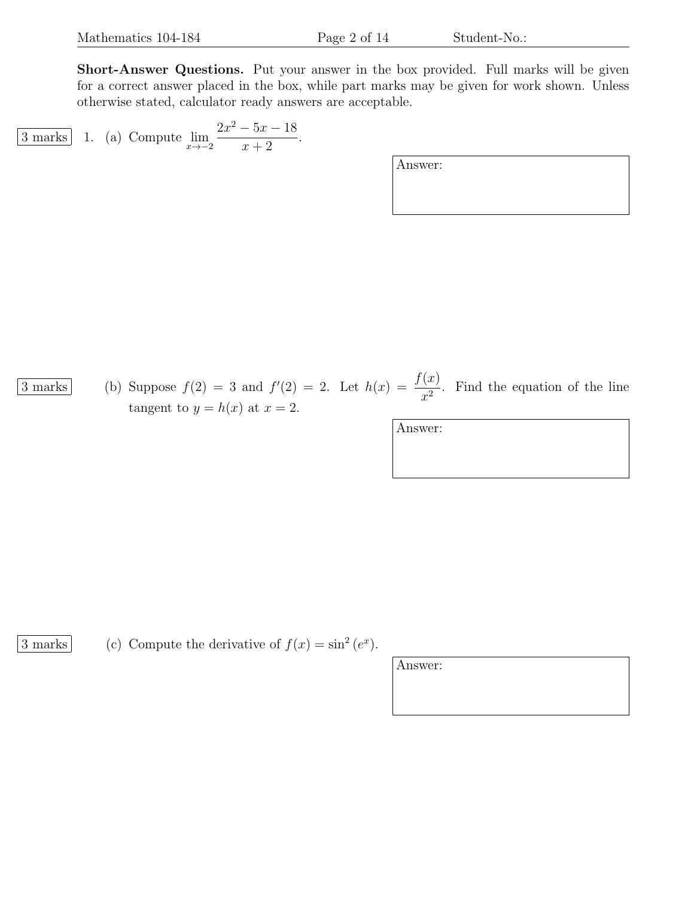**Short-Answer Questions.** Put your answer in the box provided. Full marks will be given for a correct answer placed in the box, while part marks may be given for work shown. Unless otherwise stated, calculator ready answers are acceptable.

3 marks

1. (a) Compute $\lim_{x \to -2} \dfrac{2x^2 - 5x - 18}{x + 2}$.

Answer:

3 marks

(b) Suppose $f(2) = 3$ and $f'(2) = 2$. Let $h(x) = \dfrac{f(x)}{x^2}$. Find the equation of the line tangent to $y = h(x)$ at $x = 2$.

Answer:

3 marks

(c) Compute the derivative of $f(x) = \sin^2(e^x)$.

Answer: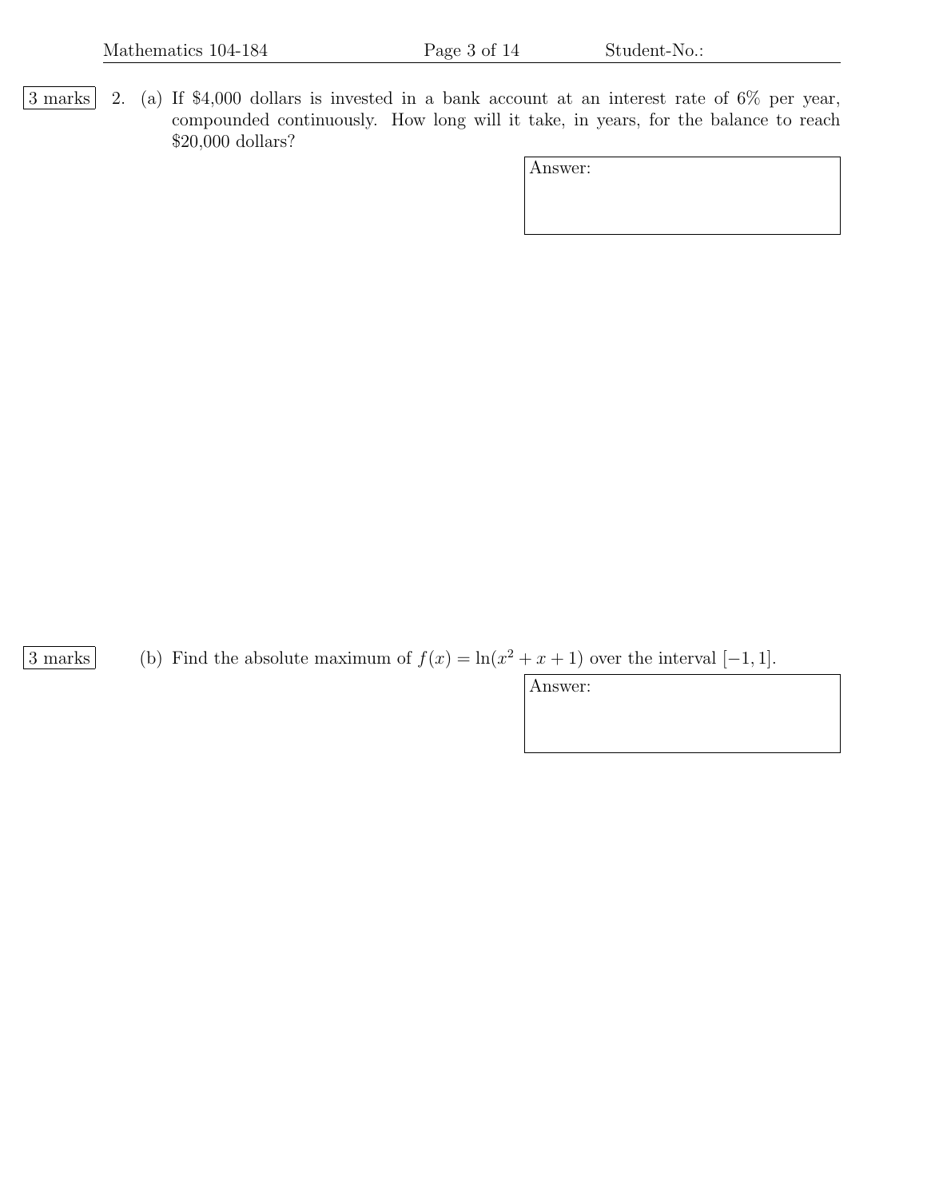3 marks

2. (a) If \$4,000 dollars is invested in a bank account at an interest rate of 6% per year, compounded continuously. How long will it take, in years, for the balance to reach \$20,000 dollars?

Answer:

3 marks

(b) Find the absolute maximum of $f(x) = \ln(x^2 + x + 1)$ over the interval $[-1, 1]$.

Answer: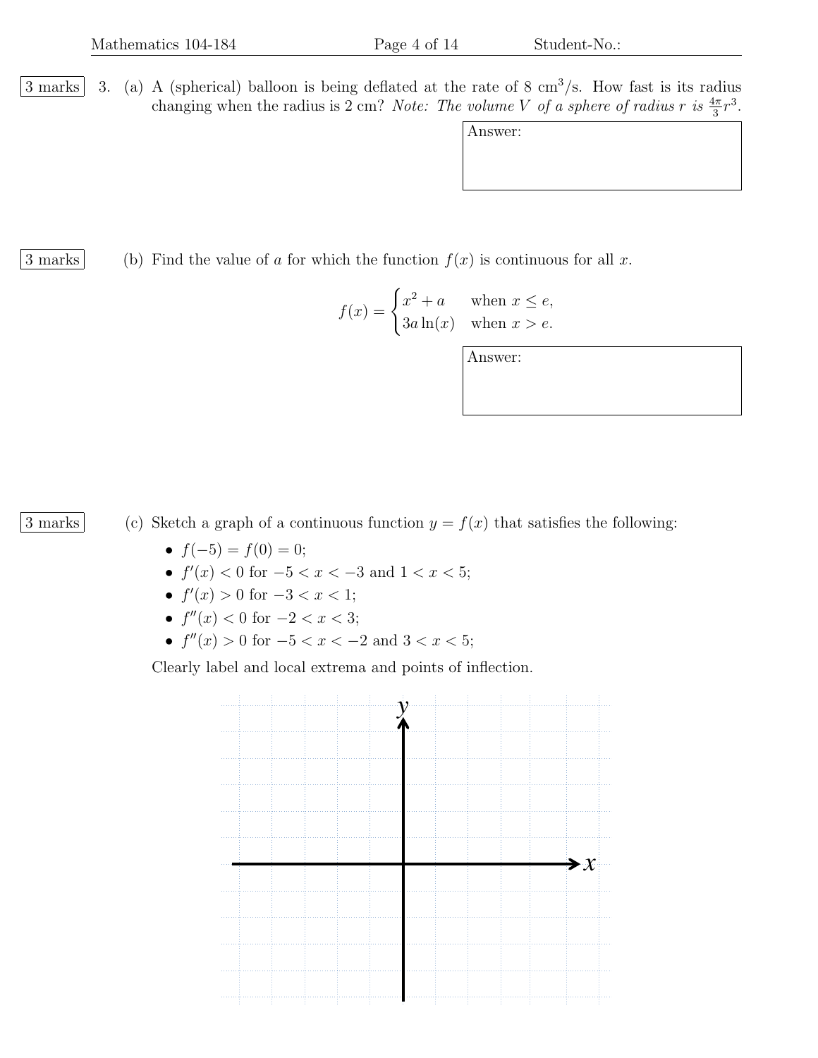3 marks

3. (a) A (spherical) balloon is being deflated at the rate of 8 $\text{cm}^3$/s. How fast is its radius changing when the radius is 2 cm? *Note: The volume $V$ of a sphere of radius $r$ is $\frac{4\pi}{3}r^3$.*

Answer:

3 marks

(b) Find the value of $a$ for which the function $f(x)$ is continuous for all $x$.

$$f(x) = \begin{cases} x^2 + a & \text{when } x \leq e, \\ 3a\ln(x) & \text{when } x > e. \end{cases}$$

Answer:

3 marks

(c) Sketch a graph of a continuous function $y = f(x)$ that satisfies the following:

- $f(-5) = f(0) = 0$;
- $f'(x) < 0$ for $-5 < x < -3$ and $1 < x < 5$;
- $f'(x) > 0$ for $-3 < x < 1$;
- $f''(x) < 0$ for $-2 < x < 3$;
- $f''(x) > 0$ for $-5 < x < -2$ and $3 < x < 5$;

Clearly label and local extrema and points of inflection.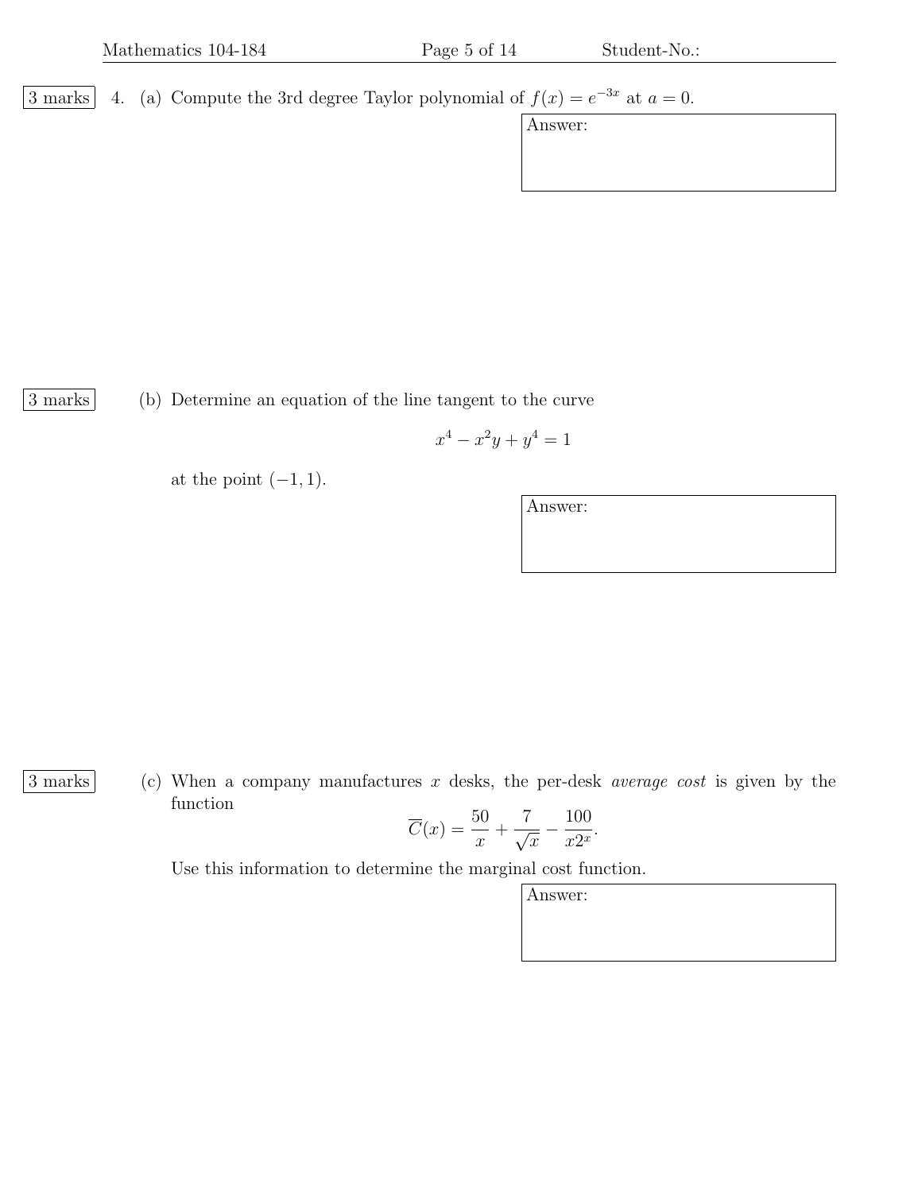3 marks 4. (a) Compute the 3rd degree Taylor polynomial of $f(x) = e^{-3x}$ at $a = 0$.

Answer:

3 marks (b) Determine an equation of the line tangent to the curve

$$x^4 - x^2 y + y^4 = 1$$

at the point $(-1, 1)$.

Answer:

3 marks (c) When a company manufactures $x$ desks, the per-desk *average cost* is given by the function

$$\overline{C}(x) = \frac{50}{x} + \frac{7}{\sqrt{x}} - \frac{100}{x 2^x}.$$

Use this information to determine the marginal cost function.

Answer: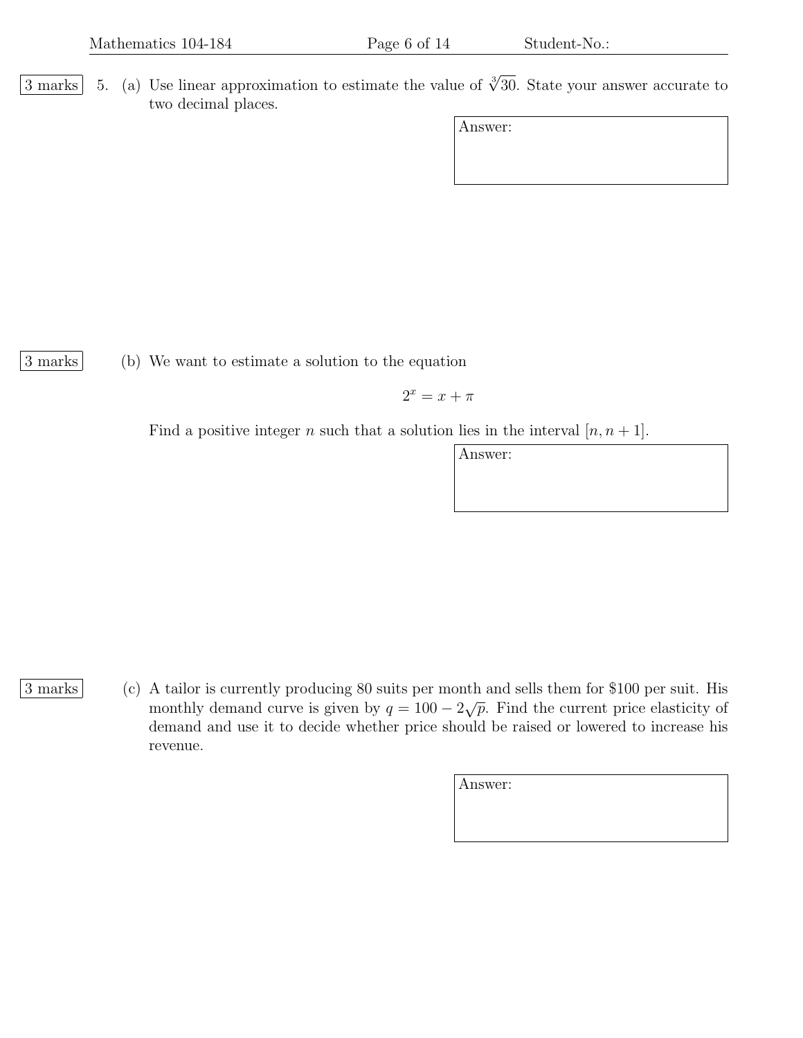3 marks 5. (a) Use linear approximation to estimate the value of $\sqrt[3]{30}$. State your answer accurate to two decimal places.

Answer:

3 marks (b) We want to estimate a solution to the equation

$$2^x = x + \pi$$

Find a positive integer $n$ such that a solution lies in the interval $[n, n+1]$.

Answer:

3 marks (c) A tailor is currently producing 80 suits per month and sells them for \$100 per suit. His monthly demand curve is given by $q = 100 - 2\sqrt{p}$. Find the current price elasticity of demand and use it to decide whether price should be raised or lowered to increase his revenue.

Answer: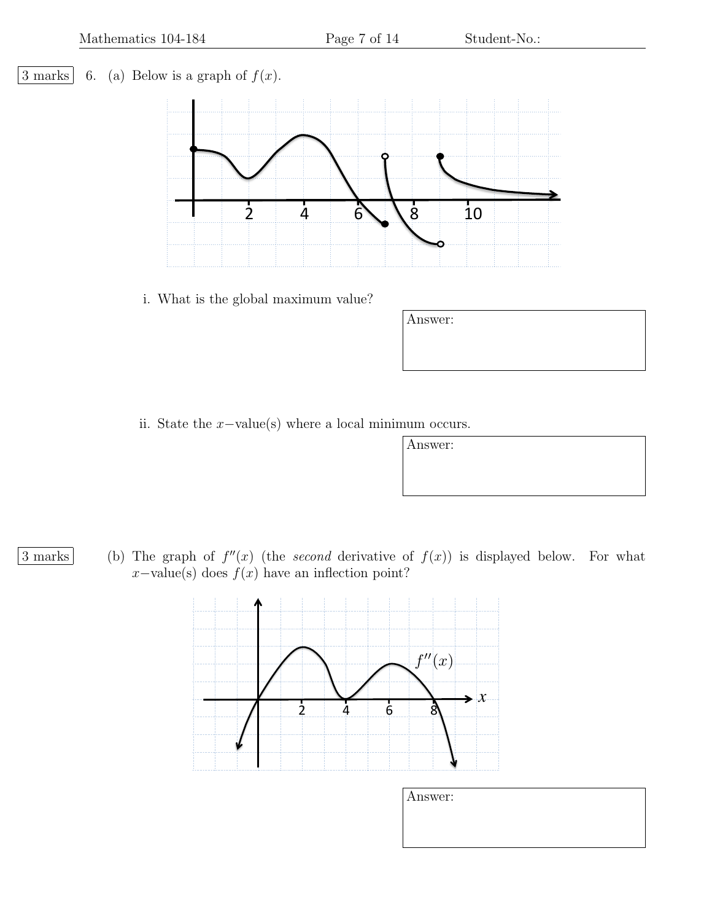3 marks

6. (a) Below is a graph of $f(x)$.

i. What is the global maximum value?

Answer:

ii. State the $x-$value(s) where a local minimum occurs.

Answer:

3 marks

(b) The graph of $f''(x)$ (the *second* derivative of $f(x)$) is displayed below. For what $x-$value(s) does $f(x)$ have an inflection point?

Answer: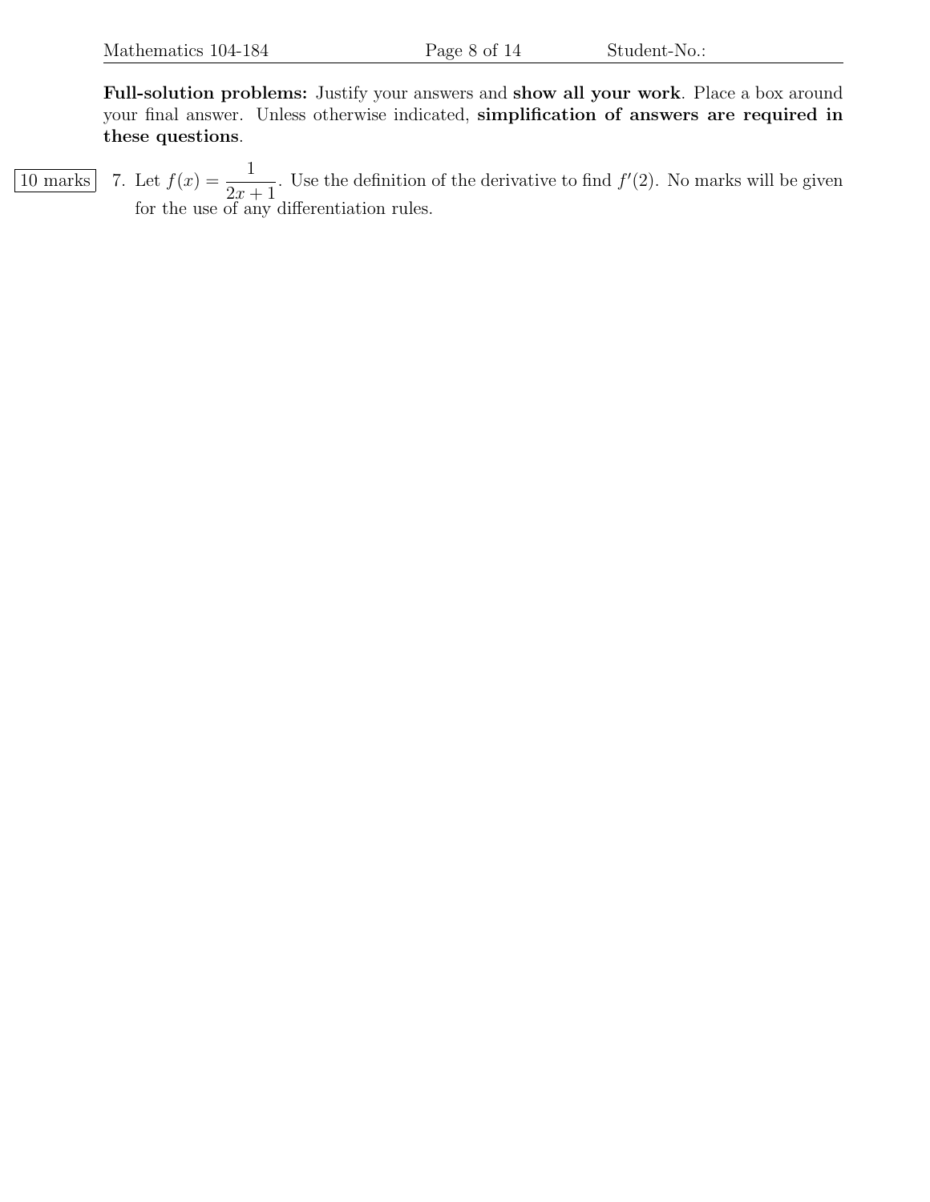**Full-solution problems:** Justify your answers and **show all your work**. Place a box around your final answer. Unless otherwise indicated, **simplification of answers are required in these questions**.

10 marks 7. Let $f(x) = \dfrac{1}{2x+1}$. Use the definition of the derivative to find $f'(2)$. No marks will be given for the use of any differentiation rules.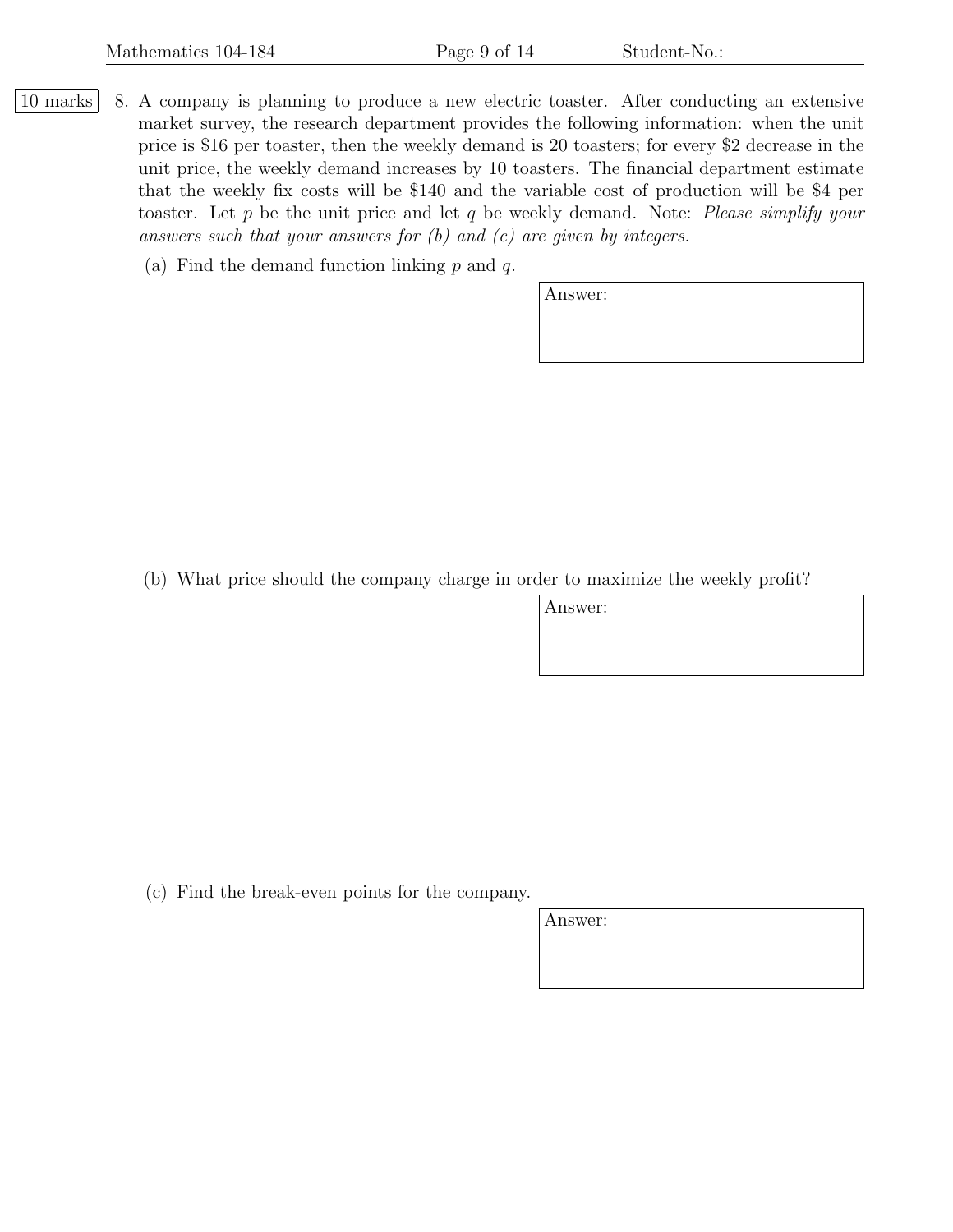10 marks

8. A company is planning to produce a new electric toaster. After conducting an extensive market survey, the research department provides the following information: when the unit price is \$16 per toaster, then the weekly demand is 20 toasters; for every \$2 decrease in the unit price, the weekly demand increases by 10 toasters. The financial department estimate that the weekly fix costs will be \$140 and the variable cost of production will be \$4 per toaster. Let $p$ be the unit price and let $q$ be weekly demand. Note: *Please simplify your answers such that your answers for (b) and (c) are given by integers.*

   (a) Find the demand function linking $p$ and $q$.

   Answer:

   (b) What price should the company charge in order to maximize the weekly profit?

   Answer:

   (c) Find the break-even points for the company.

   Answer: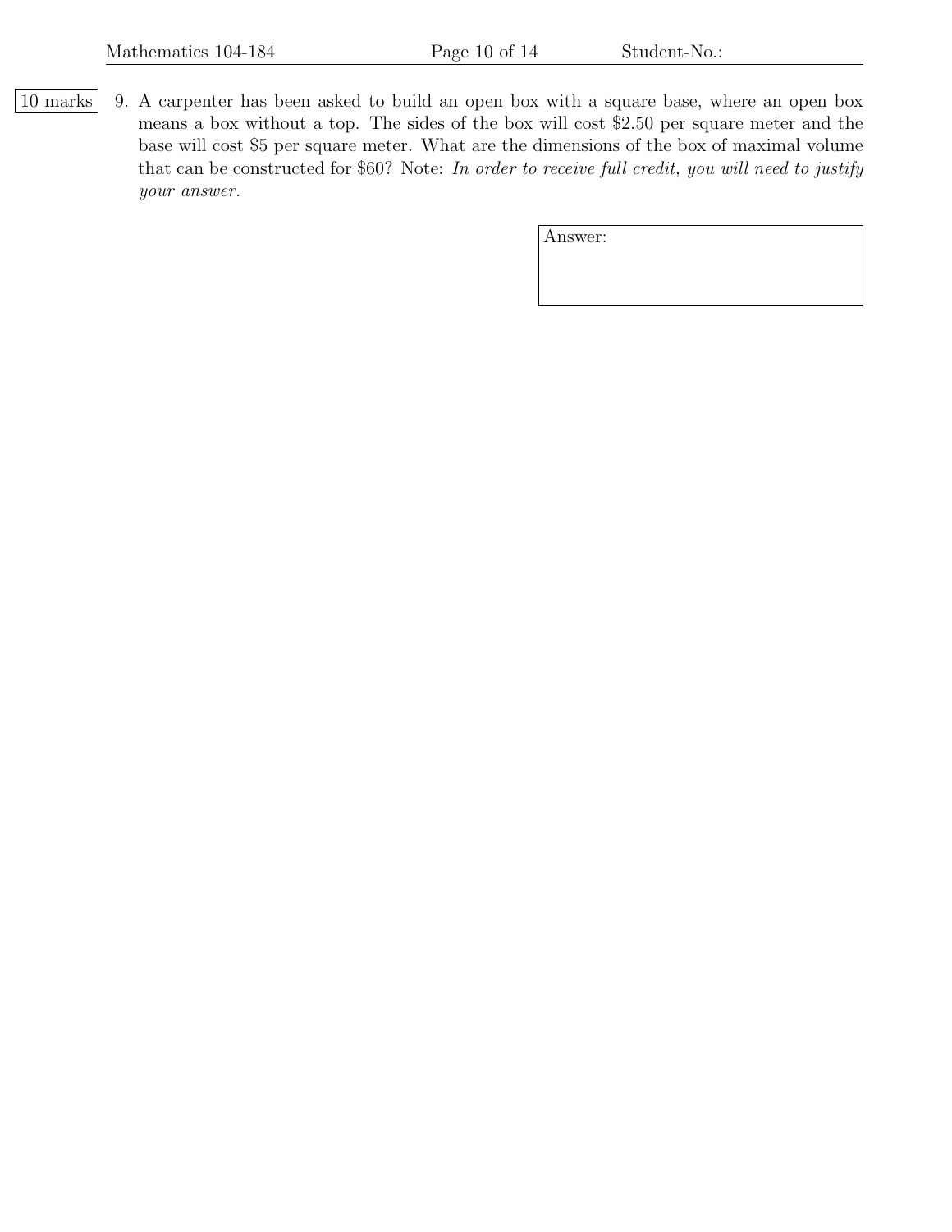10 marks 9. A carpenter has been asked to build an open box with a square base, where an open box means a box without a top. The sides of the box will cost \$2.50 per square meter and the base will cost \$5 per square meter. What are the dimensions of the box of maximal volume that can be constructed for \$60? Note: *In order to receive full credit, you will need to justify your answer.*

Answer: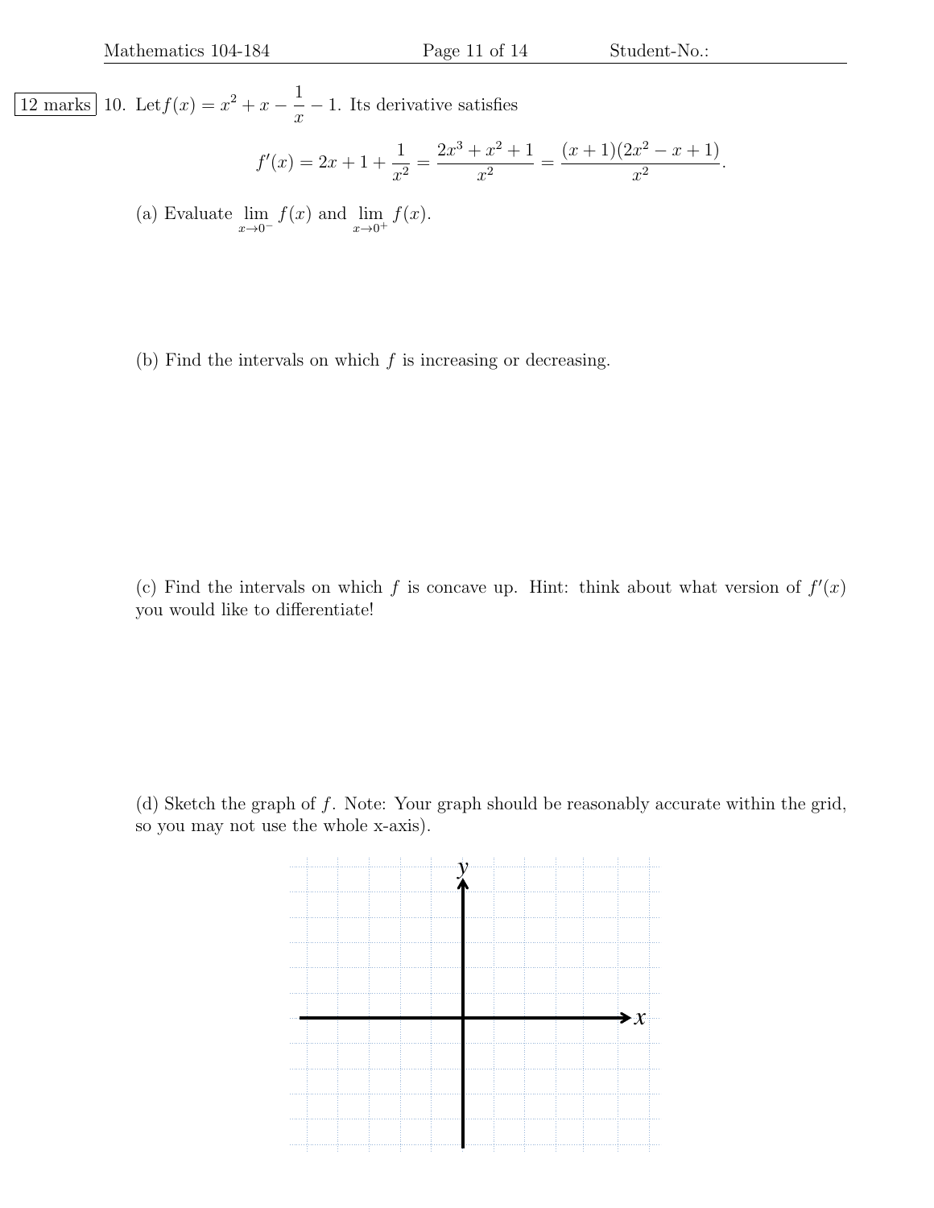12 marks

10. Let $f(x) = x^2 + x - \frac{1}{x} - 1$. Its derivative satisfies

$$f'(x) = 2x + 1 + \frac{1}{x^2} = \frac{2x^3 + x^2 + 1}{x^2} = \frac{(x+1)(2x^2 - x + 1)}{x^2}.$$

(a) Evaluate $\lim_{x \to 0^-} f(x)$ and $\lim_{x \to 0^+} f(x)$.

(b) Find the intervals on which $f$ is increasing or decreasing.

(c) Find the intervals on which $f$ is concave up. Hint: think about what version of $f'(x)$ you would like to differentiate!

(d) Sketch the graph of $f$. Note: Your graph should be reasonably accurate within the grid, so you may not use the whole x-axis).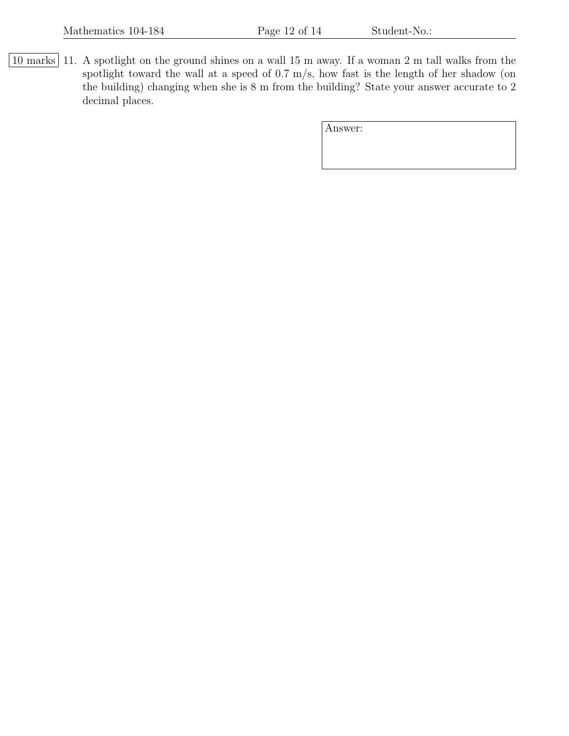10 marks

11. A spotlight on the ground shines on a wall 15 m away. If a woman 2 m tall walks from the spotlight toward the wall at a speed of 0.7 m/s, how fast is the length of her shadow (on the building) changing when she is 8 m from the building? State your answer accurate to 2 decimal places.

Answer: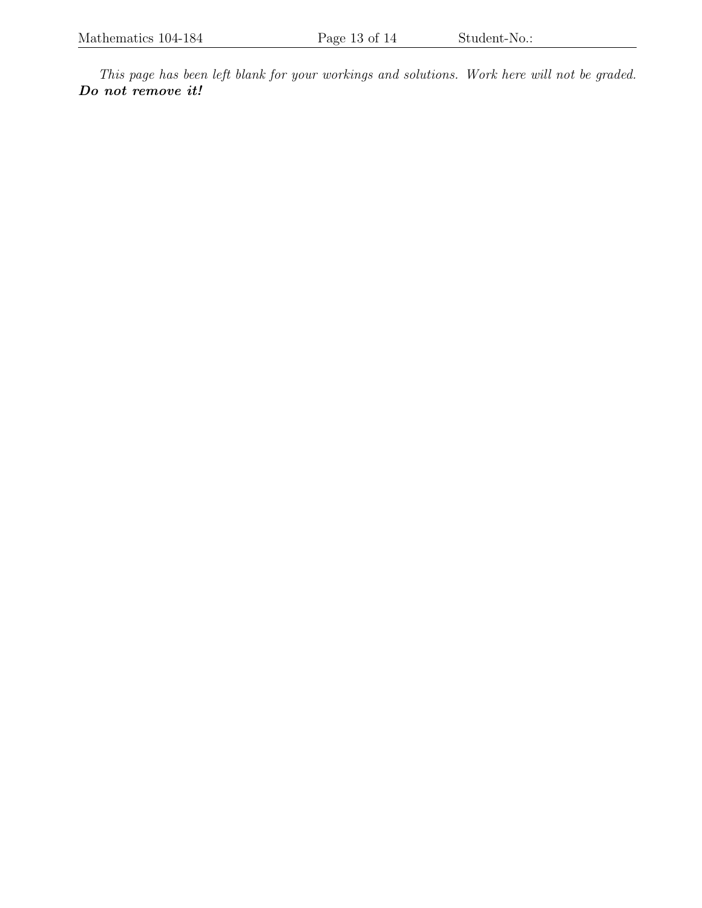*This page has been left blank for your workings and solutions. Work here will not be graded.* ***Do not remove it!***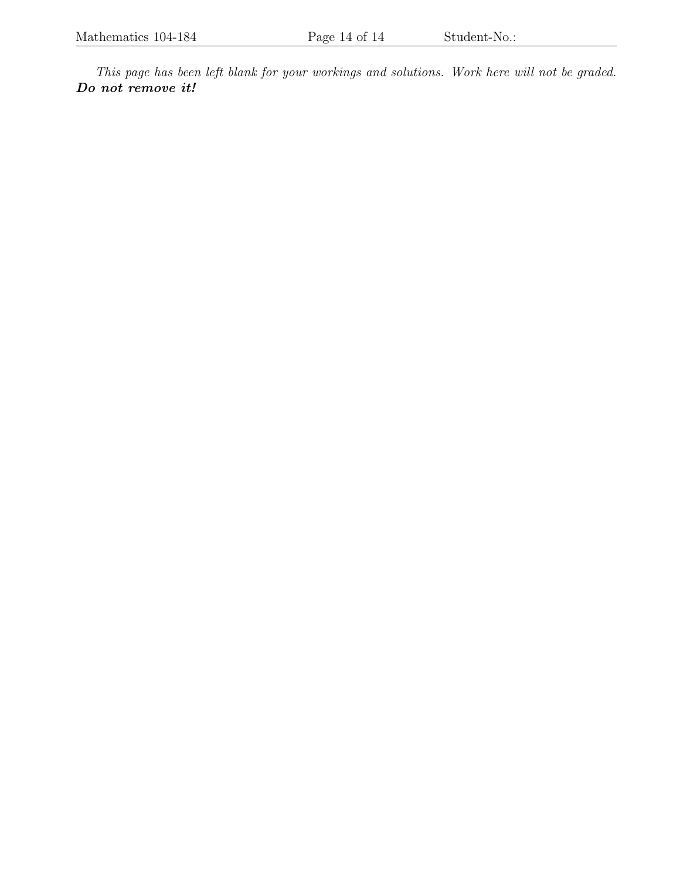*This page has been left blank for your workings and solutions. Work here will not be graded.* ***Do not remove it!***